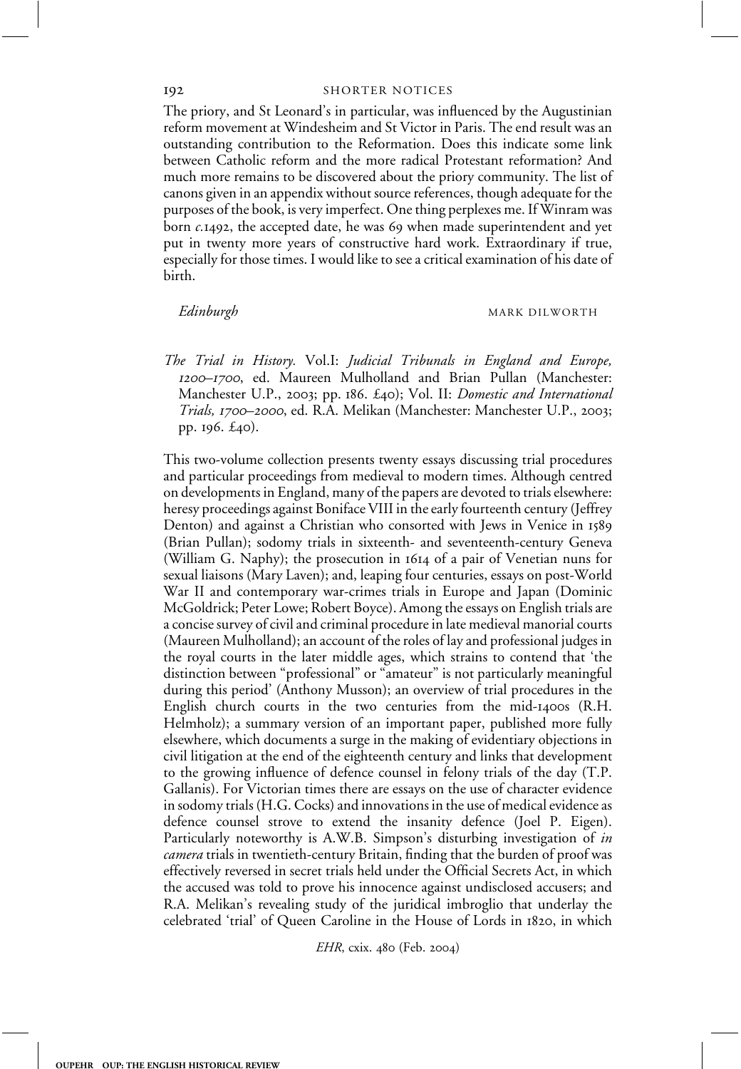The priory, and St Leonard's in particular, was influenced by the Augustinian reform movement at Windesheim and St Victor in Paris. The end result was an outstanding contribution to the Reformation. Does this indicate some link between Catholic reform and the more radical Protestant reformation? And much more remains to be discovered about the priory community. The list of canons given in an appendix without source references, though adequate for the purposes of the book, is very imperfect. One thing perplexes me. If Winram was born *c.*1492, the accepted date, he was 69 when made superintendent and yet put in twenty more years of constructive hard work. Extraordinary if true, especially for those times. I would like to see a critical examination of his date of birth.

*Edinburgh* MARK DILWORTH

*The Trial in History.* Vol.I: *Judicial Tribunals in England and Europe, 1200–1700*, ed. Maureen Mulholland and Brian Pullan (Manchester: Manchester U.P., 2003; pp. 186. £40); Vol. II: *Domestic and International Trials, 1700–2000*, ed. R.A. Melikan (Manchester: Manchester U.P., 2003; pp. 196. £40).

This two-volume collection presents twenty essays discussing trial procedures and particular proceedings from medieval to modern times. Although centred on developments in England, many of the papers are devoted to trials elsewhere: heresy proceedings against Boniface VIII in the early fourteenth century (Jeffrey Denton) and against a Christian who consorted with Jews in Venice in 1589 (Brian Pullan); sodomy trials in sixteenth- and seventeenth-century Geneva (William G. Naphy); the prosecution in 1614 of a pair of Venetian nuns for sexual liaisons (Mary Laven); and, leaping four centuries, essays on post-World War II and contemporary war-crimes trials in Europe and Japan (Dominic McGoldrick; Peter Lowe; Robert Boyce). Among the essays on English trials are a concise survey of civil and criminal procedure in late medieval manorial courts (Maureen Mulholland); an account of the roles of lay and professional judges in the royal courts in the later middle ages, which strains to contend that 'the distinction between "professional" or "amateur" is not particularly meaningful during this period' (Anthony Musson); an overview of trial procedures in the English church courts in the two centuries from the mid-1400s (R.H. Helmholz); a summary version of an important paper, published more fully elsewhere, which documents a surge in the making of evidentiary objections in civil litigation at the end of the eighteenth century and links that development to the growing influence of defence counsel in felony trials of the day (T.P. Gallanis). For Victorian times there are essays on the use of character evidence in sodomy trials (H.G. Cocks) and innovations in the use of medical evidence as defence counsel strove to extend the insanity defence (Joel P. Eigen). Particularly noteworthy is A.W.B. Simpson's disturbing investigation of *in camera* trials in twentieth-century Britain, finding that the burden of proof was effectively reversed in secret trials held under the Official Secrets Act, in which the accused was told to prove his innocence against undisclosed accusers; and R.A. Melikan's revealing study of the juridical imbroglio that underlay the celebrated 'trial' of Queen Caroline in the House of Lords in 1820, in which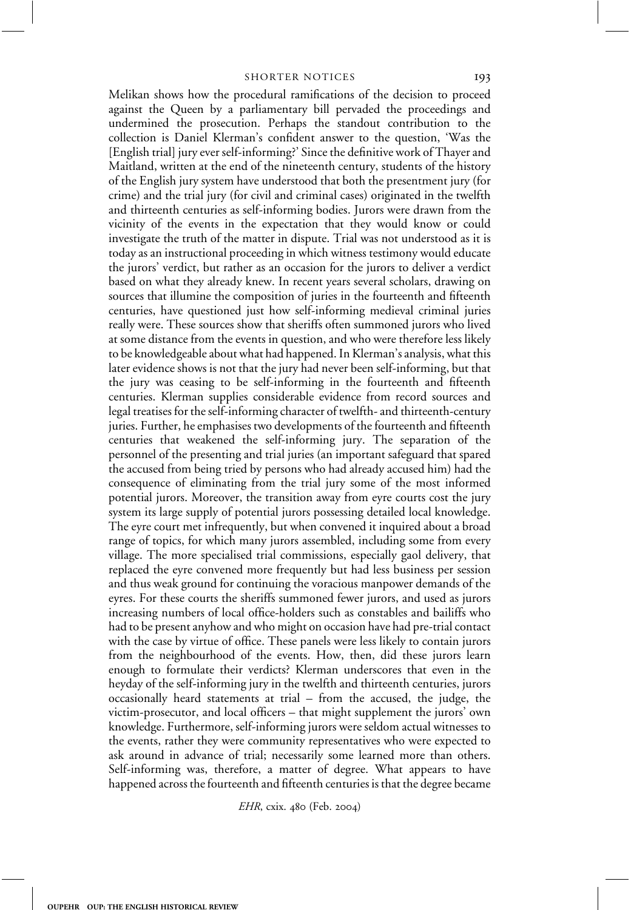Melikan shows how the procedural ramifications of the decision to proceed against the Queen by a parliamentary bill pervaded the proceedings and undermined the prosecution. Perhaps the standout contribution to the collection is Daniel Klerman's confident answer to the question, 'Was the [English trial] jury ever self-informing?' Since the definitive work of Thayer and Maitland, written at the end of the nineteenth century, students of the history of the English jury system have understood that both the presentment jury (for crime) and the trial jury (for civil and criminal cases) originated in the twelfth and thirteenth centuries as self-informing bodies. Jurors were drawn from the vicinity of the events in the expectation that they would know or could investigate the truth of the matter in dispute. Trial was not understood as it is today as an instructional proceeding in which witness testimony would educate the jurors' verdict, but rather as an occasion for the jurors to deliver a verdict based on what they already knew. In recent years several scholars, drawing on sources that illumine the composition of juries in the fourteenth and fifteenth centuries, have questioned just how self-informing medieval criminal juries really were. These sources show that sheriffs often summoned jurors who lived at some distance from the events in question, and who were therefore less likely to be knowledgeable about what had happened. In Klerman's analysis, what this later evidence shows is not that the jury had never been self-informing, but that the jury was ceasing to be self-informing in the fourteenth and fifteenth centuries. Klerman supplies considerable evidence from record sources and legal treatises for the self-informing character of twelfth- and thirteenth-century juries. Further, he emphasises two developments of the fourteenth and fifteenth centuries that weakened the self-informing jury. The separation of the personnel of the presenting and trial juries (an important safeguard that spared the accused from being tried by persons who had already accused him) had the consequence of eliminating from the trial jury some of the most informed potential jurors. Moreover, the transition away from eyre courts cost the jury system its large supply of potential jurors possessing detailed local knowledge. The eyre court met infrequently, but when convened it inquired about a broad range of topics, for which many jurors assembled, including some from every village. The more specialised trial commissions, especially gaol delivery, that replaced the eyre convened more frequently but had less business per session and thus weak ground for continuing the voracious manpower demands of the eyres. For these courts the sheriffs summoned fewer jurors, and used as jurors increasing numbers of local office-holders such as constables and bailiffs who had to be present anyhow and who might on occasion have had pre-trial contact with the case by virtue of office. These panels were less likely to contain jurors from the neighbourhood of the events. How, then, did these jurors learn enough to formulate their verdicts? Klerman underscores that even in the heyday of the self-informing jury in the twelfth and thirteenth centuries, jurors occasionally heard statements at trial – from the accused, the judge, the victim-prosecutor, and local officers – that might supplement the jurors' own knowledge. Furthermore, self-informing jurors were seldom actual witnesses to the events, rather they were community representatives who were expected to ask around in advance of trial; necessarily some learned more than others. Self-informing was, therefore, a matter of degree. What appears to have happened across the fourteenth and fifteenth centuries is that the degree became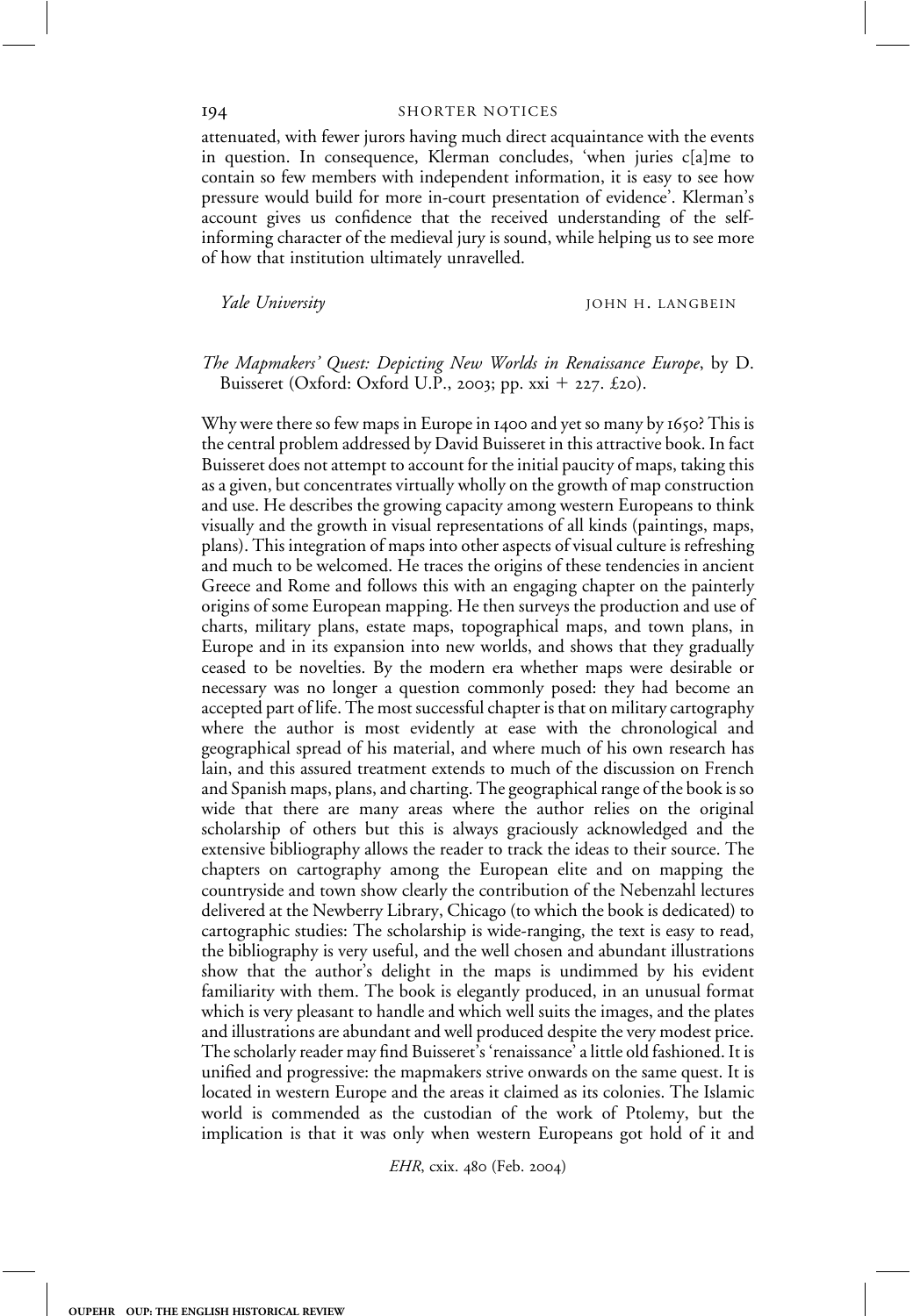attenuated, with fewer jurors having much direct acquaintance with the events in question. In consequence, Klerman concludes, 'when juries c[a]me to contain so few members with independent information, it is easy to see how pressure would build for more in-court presentation of evidence'. Klerman's account gives us confidence that the received understanding of the self-informing character of the medieval jury is sound, while helping us to see more of how that institution ultimately unravelled.

*Yale University* JOHN H. LANGBEIN

*The Mapmakers' Quest: Depicting New Worlds in Renaissance Europe*, by D. Buisseret (Oxford: Oxford U.P., 2003; pp. xxi + 227. £20).

Why were there so few maps in Europe in 1400 and yet so many by 1650? This is the central problem addressed by David Buisseret in this attractive book. In fact Buisseret does not attempt to account for the initial paucity of maps, taking this as a given, but concentrates virtually wholly on the growth of map construction and use. He describes the growing capacity among western Europeans to think visually and the growth in visual representations of all kinds (paintings, maps, plans). This integration of maps into other aspects of visual culture is refreshing and much to be welcomed. He traces the origins of these tendencies in ancient Greece and Rome and follows this with an engaging chapter on the painterly origins of some European mapping. He then surveys the production and use of charts, military plans, estate maps, topographical maps, and town plans, in Europe and in its expansion into new worlds, and shows that they gradually ceased to be novelties. By the modern era whether maps were desirable or necessary was no longer a question commonly posed: they had become an accepted part of life. The most successful chapter is that on military cartography where the author is most evidently at ease with the chronological and geographical spread of his material, and where much of his own research has lain, and this assured treatment extends to much of the discussion on French and Spanish maps, plans, and charting. The geographical range of the book is so wide that there are many areas where the author relies on the original scholarship of others but this is always graciously acknowledged and the extensive bibliography allows the reader to track the ideas to their source. The chapters on cartography among the European elite and on mapping the countryside and town show clearly the contribution of the Nebenzahl lectures delivered at the Newberry Library, Chicago (to which the book is dedicated) to cartographic studies: The scholarship is wide-ranging, the text is easy to read, the bibliography is very useful, and the well chosen and abundant illustrations show that the author's delight in the maps is undimmed by his evident familiarity with them. The book is elegantly produced, in an unusual format which is very pleasant to handle and which well suits the images, and the plates and illustrations are abundant and well produced despite the very modest price. The scholarly reader may find Buisseret's 'renaissance' a little old fashioned. It is unified and progressive: the mapmakers strive onwards on the same quest. It is located in western Europe and the areas it claimed as its colonies. The Islamic world is commended as the custodian of the work of Ptolemy, but the implication is that it was only when western Europeans got hold of it and